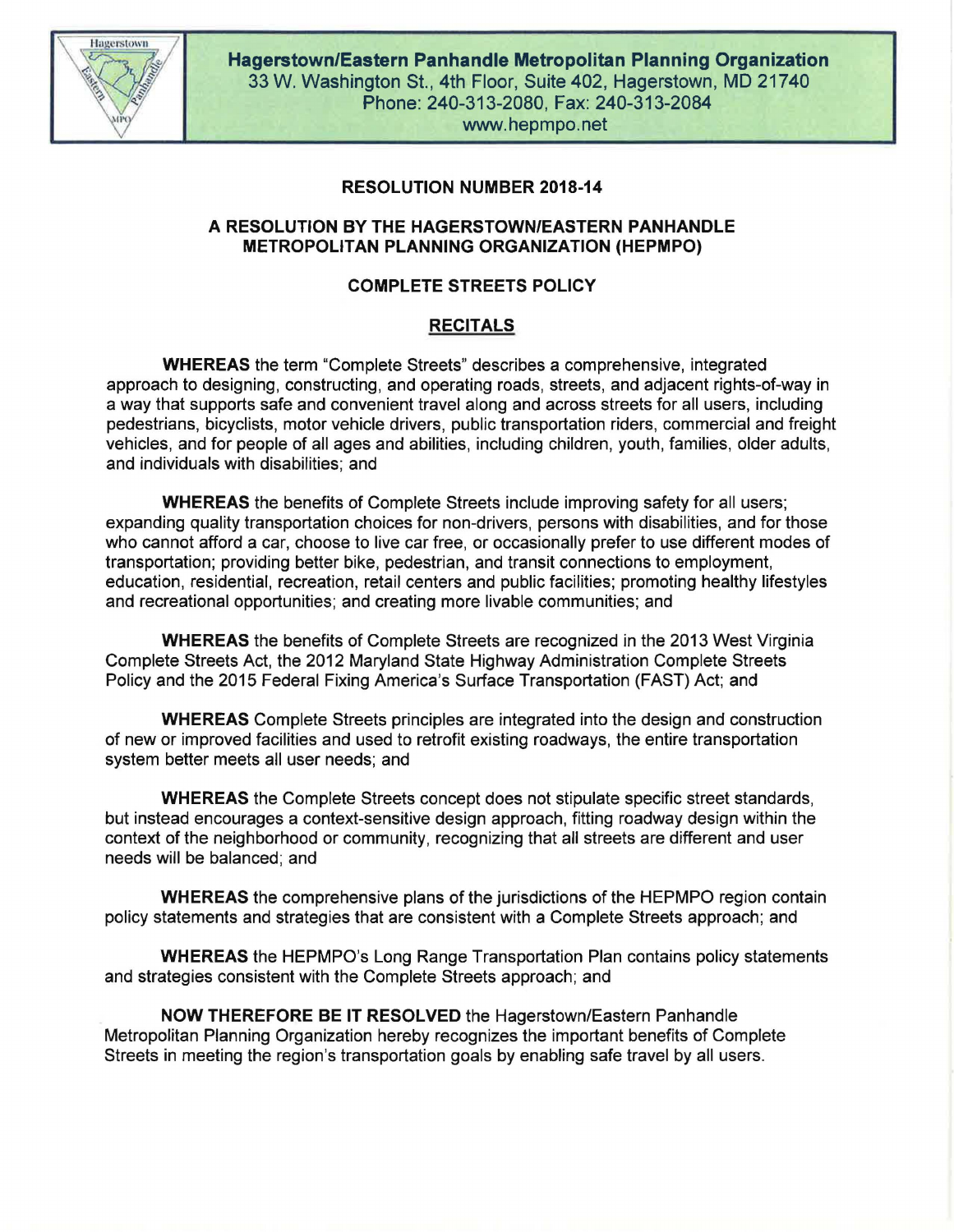**Hagerstown/Eastern Panhandle Metropolitan Planning Organization**
33 W. Washington St., 4th Floor, Suite 402, Hagerstown, MD 21740
Phone: 240-313-2080, Fax: 240-313-2084
www.hepmpo.net

## RESOLUTION NUMBER 2018-14

## A RESOLUTION BY THE HAGERSTOWN/EASTERN PANHANDLE METROPOLITAN PLANNING ORGANIZATION (HEPMPO)

## COMPLETE STREETS POLICY

## RECITALS

**WHEREAS** the term "Complete Streets" describes a comprehensive, integrated approach to designing, constructing, and operating roads, streets, and adjacent rights-of-way in a way that supports safe and convenient travel along and across streets for all users, including pedestrians, bicyclists, motor vehicle drivers, public transportation riders, commercial and freight vehicles, and for people of all ages and abilities, including children, youth, families, older adults, and individuals with disabilities; and

**WHEREAS** the benefits of Complete Streets include improving safety for all users; expanding quality transportation choices for non-drivers, persons with disabilities, and for those who cannot afford a car, choose to live car free, or occasionally prefer to use different modes of transportation; providing better bike, pedestrian, and transit connections to employment, education, residential, recreation, retail centers and public facilities; promoting healthy lifestyles and recreational opportunities; and creating more livable communities; and

**WHEREAS** the benefits of Complete Streets are recognized in the 2013 West Virginia Complete Streets Act, the 2012 Maryland State Highway Administration Complete Streets Policy and the 2015 Federal Fixing America's Surface Transportation (FAST) Act; and

**WHEREAS** Complete Streets principles are integrated into the design and construction of new or improved facilities and used to retrofit existing roadways, the entire transportation system better meets all user needs; and

**WHEREAS** the Complete Streets concept does not stipulate specific street standards, but instead encourages a context-sensitive design approach, fitting roadway design within the context of the neighborhood or community, recognizing that all streets are different and user needs will be balanced; and

**WHEREAS** the comprehensive plans of the jurisdictions of the HEPMPO region contain policy statements and strategies that are consistent with a Complete Streets approach; and

**WHEREAS** the HEPMPO's Long Range Transportation Plan contains policy statements and strategies consistent with the Complete Streets approach; and

**NOW THEREFORE BE IT RESOLVED** the Hagerstown/Eastern Panhandle Metropolitan Planning Organization hereby recognizes the important benefits of Complete Streets in meeting the region's transportation goals by enabling safe travel by all users.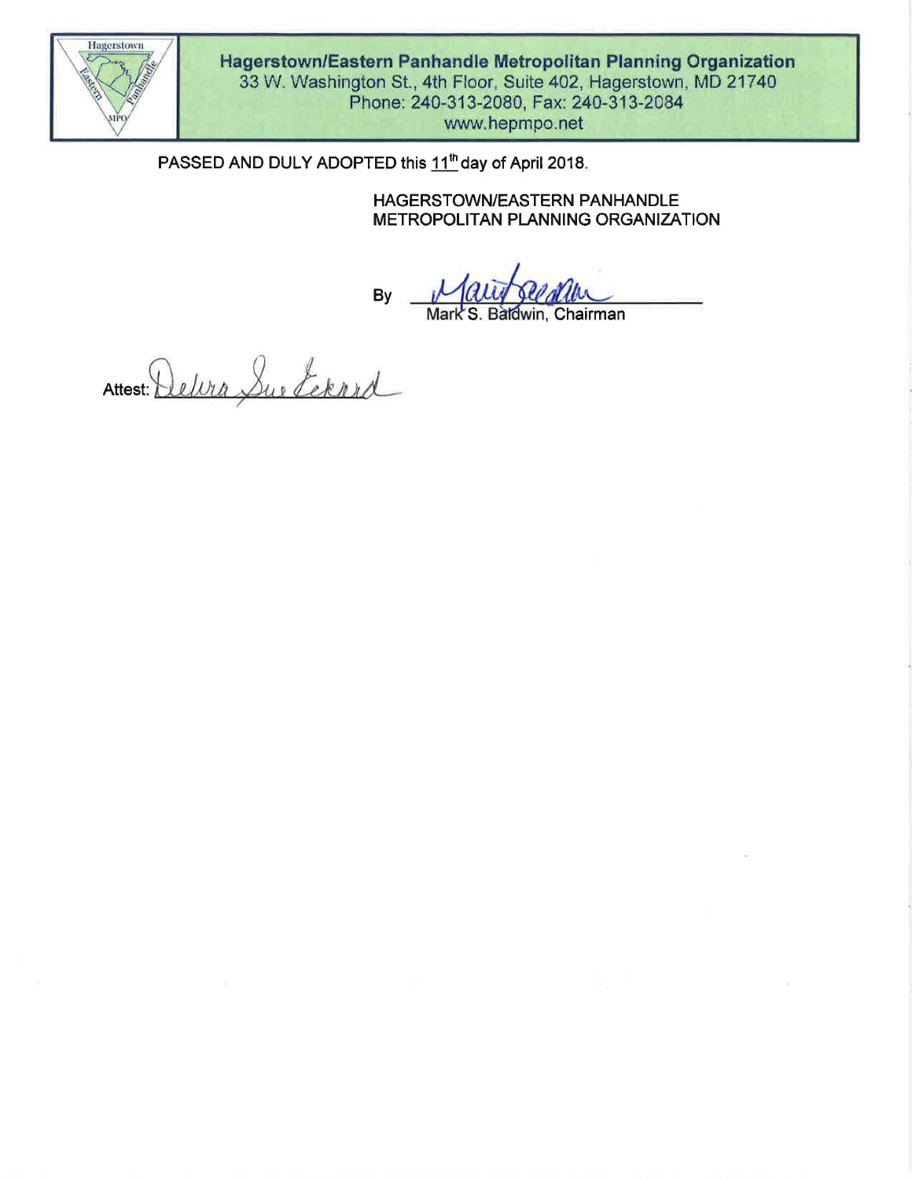**Hagerstown/Eastern Panhandle Metropolitan Planning Organization**
33 W. Washington St., 4th Floor, Suite 402, Hagerstown, MD 21740
Phone: 240-313-2080, Fax: 240-313-2084
www.hepmpo.net

PASSED AND DULY ADOPTED this 11th day of April 2018.

HAGERSTOWN/EASTERN PANHANDLE
METROPOLITAN PLANNING ORGANIZATION

By ______________________________
Mark S. Baldwin, Chairman

Attest: Debra Sue Eckard